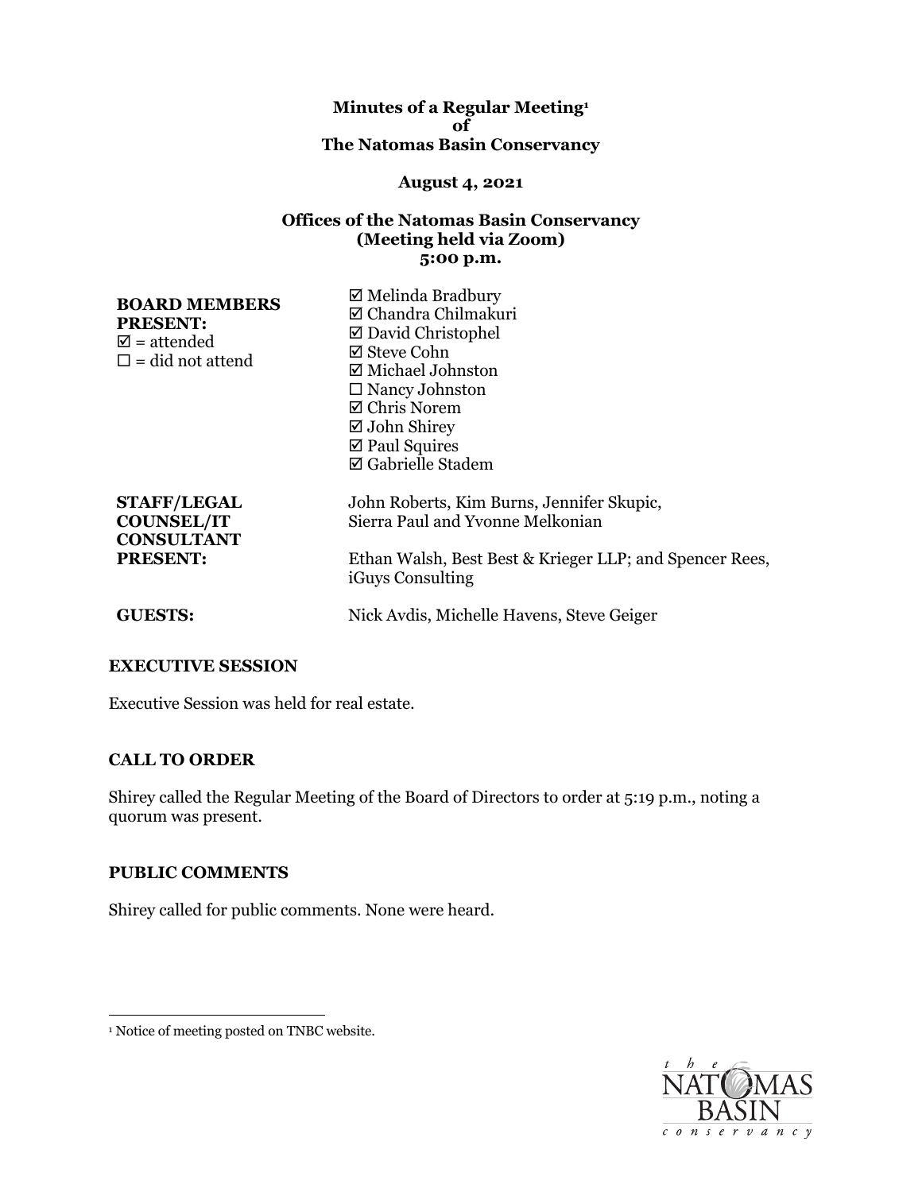**Minutes of a Regular Meeting[1]**
**of**
**The Natomas Basin Conservancy**

**August 4, 2021**

**Offices of the Natomas Basin Conservancy**
**(Meeting held via Zoom)**
**5:00 p.m.**

| **BOARD MEMBERS PRESENT:** ☑ = attended ☐ = did not attend | ☑ Melinda Bradbury<br>☑ Chandra Chilmakuri<br>☑ David Christophel<br>☑ Steve Cohn<br>☑ Michael Johnston<br>☐ Nancy Johnston<br>☑ Chris Norem<br>☑ John Shirey<br>☑ Paul Squires<br>☑ Gabrielle Stadem |
|---|---|
| **STAFF/LEGAL COUNSEL/IT CONSULTANT PRESENT:** | John Roberts, Kim Burns, Jennifer Skupic, Sierra Paul and Yvonne Melkonian<br><br>Ethan Walsh, Best Best & Krieger LLP; and Spencer Rees, iGuys Consulting |
| **GUESTS:** | Nick Avdis, Michelle Havens, Steve Geiger |

**EXECUTIVE SESSION**

Executive Session was held for real estate.

**CALL TO ORDER**

Shirey called the Regular Meeting of the Board of Directors to order at 5:19 p.m., noting a quorum was present.

**PUBLIC COMMENTS**

Shirey called for public comments. None were heard.

[1] Notice of meeting posted on TNBC website.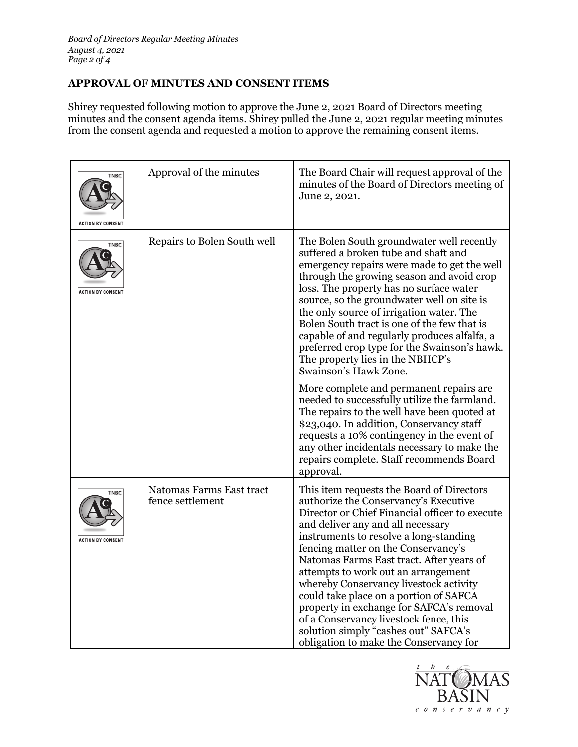## APPROVAL OF MINUTES AND CONSENT ITEMS

Shirey requested following motion to approve the June 2, 2021 Board of Directors meeting minutes and the consent agenda items. Shirey pulled the June 2, 2021 regular meeting minutes from the consent agenda and requested a motion to approve the remaining consent items.

| | | |
|---|---|---|
| ACTION BY CONSENT | Approval of the minutes | The Board Chair will request approval of the minutes of the Board of Directors meeting of June 2, 2021. |
| ACTION BY CONSENT | Repairs to Bolen South well | The Bolen South groundwater well recently suffered a broken tube and shaft and emergency repairs were made to get the well through the growing season and avoid crop loss. The property has no surface water source, so the groundwater well on site is the only source of irrigation water. The Bolen South tract is one of the few that is capable of and regularly produces alfalfa, a preferred crop type for the Swainson's hawk. The property lies in the NBHCP's Swainson's Hawk Zone.<br><br>More complete and permanent repairs are needed to successfully utilize the farmland. The repairs to the well have been quoted at \$23,040. In addition, Conservancy staff requests a 10% contingency in the event of any other incidentals necessary to make the repairs complete. Staff recommends Board approval. |
| ACTION BY CONSENT | Natomas Farms East tract fence settlement | This item requests the Board of Directors authorize the Conservancy's Executive Director or Chief Financial officer to execute and deliver any and all necessary instruments to resolve a long-standing fencing matter on the Conservancy's Natomas Farms East tract. After years of attempts to work out an arrangement whereby Conservancy livestock activity could take place on a portion of SAFCA property in exchange for SAFCA's removal of a Conservancy livestock fence, this solution simply "cashes out" SAFCA's obligation to make the Conservancy for |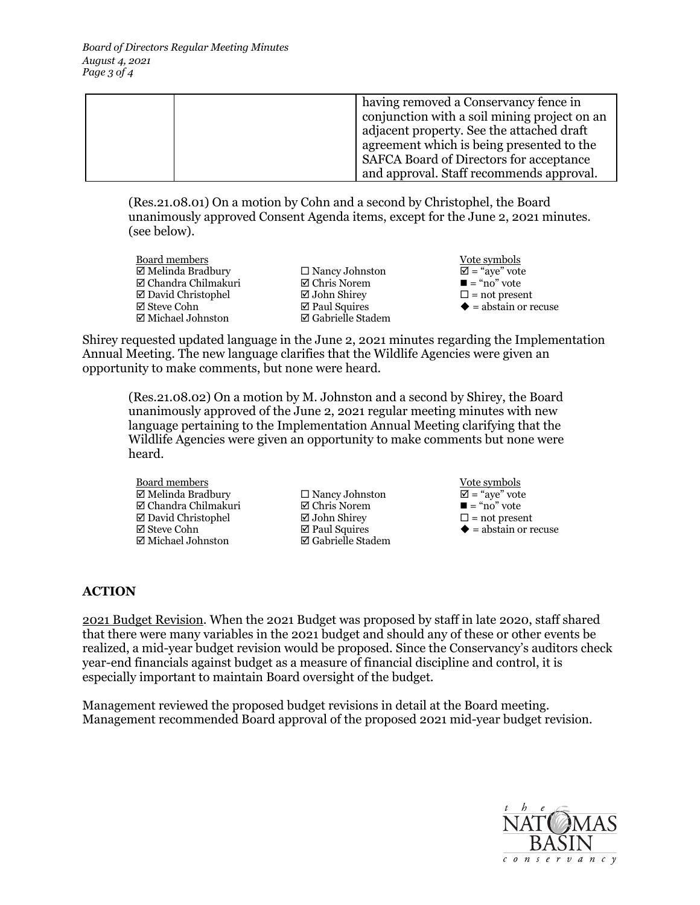| | | having removed a Conservancy fence in conjunction with a soil mining project on an adjacent property. See the attached draft agreement which is being presented to the SAFCA Board of Directors for acceptance and approval. Staff recommends approval. |
|---|---|---|

(Res.21.08.01) On a motion by Cohn and a second by Christophel, the Board unanimously approved Consent Agenda items, except for the June 2, 2021 minutes. (see below).

| Board members | | Vote symbols |
|---|---|---|
| ☑ Melinda Bradbury | ☐ Nancy Johnston | ☑ = "aye" vote |
| ☑ Chandra Chilmakuri | ☑ Chris Norem | ■ = "no" vote |
| ☑ David Christophel | ☑ John Shirey | ☐ = not present |
| ☑ Steve Cohn | ☑ Paul Squires | ◆ = abstain or recuse |
| ☑ Michael Johnston | ☑ Gabrielle Stadem | |

Shirey requested updated language in the June 2, 2021 minutes regarding the Implementation Annual Meeting. The new language clarifies that the Wildlife Agencies were given an opportunity to make comments, but none were heard.

(Res.21.08.02) On a motion by M. Johnston and a second by Shirey, the Board unanimously approved of the June 2, 2021 regular meeting minutes with new language pertaining to the Implementation Annual Meeting clarifying that the Wildlife Agencies were given an opportunity to make comments but none were heard.

| Board members | | Vote symbols |
|---|---|---|
| ☑ Melinda Bradbury | ☐ Nancy Johnston | ☑ = "aye" vote |
| ☑ Chandra Chilmakuri | ☑ Chris Norem | ■ = "no" vote |
| ☑ David Christophel | ☑ John Shirey | ☐ = not present |
| ☑ Steve Cohn | ☑ Paul Squires | ◆ = abstain or recuse |
| ☑ Michael Johnston | ☑ Gabrielle Stadem | |

## ACTION

2021 Budget Revision. When the 2021 Budget was proposed by staff in late 2020, staff shared that there were many variables in the 2021 budget and should any of these or other events be realized, a mid-year budget revision would be proposed. Since the Conservancy's auditors check year-end financials against budget as a measure of financial discipline and control, it is especially important to maintain Board oversight of the budget.

Management reviewed the proposed budget revisions in detail at the Board meeting. Management recommended Board approval of the proposed 2021 mid-year budget revision.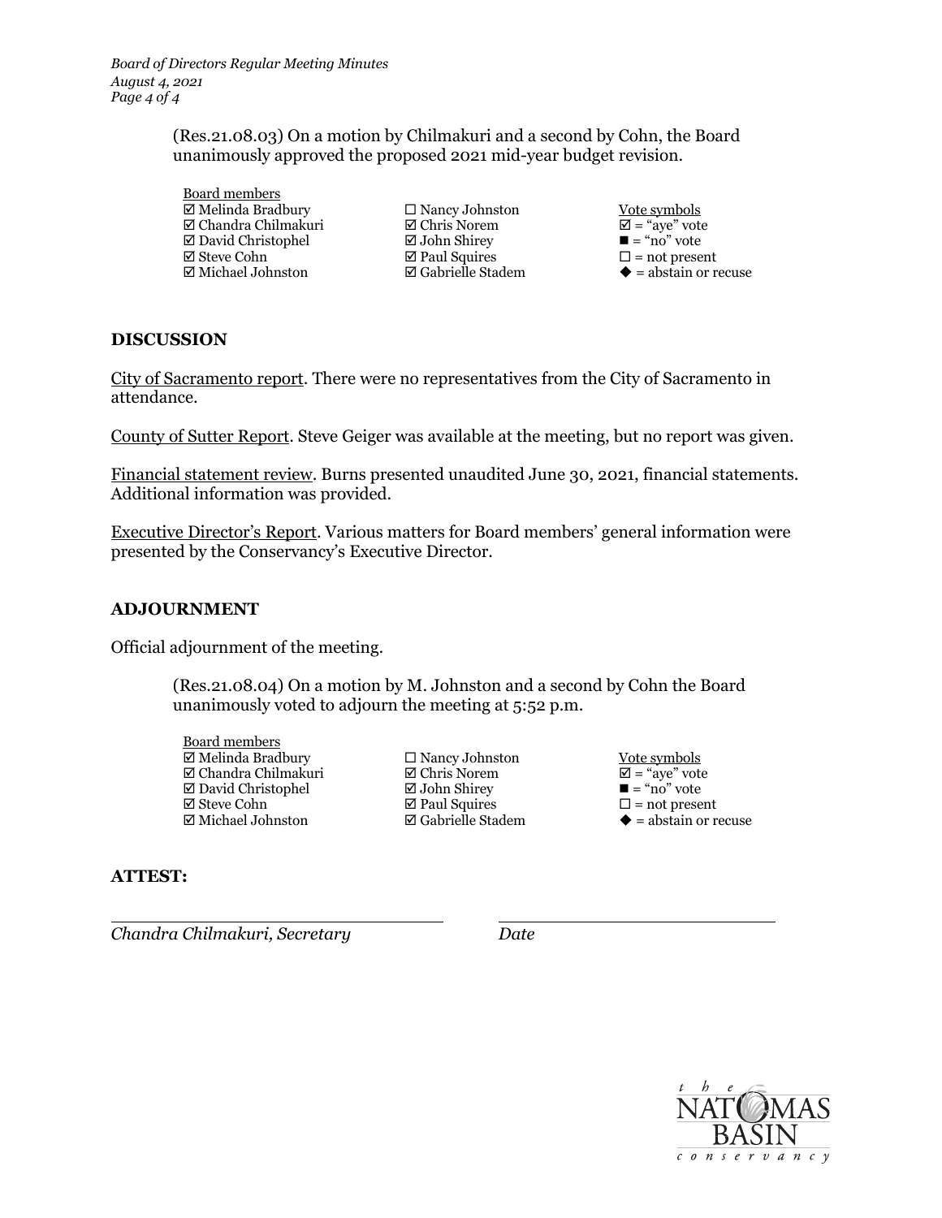(Res.21.08.03) On a motion by Chilmakuri and a second by Cohn, the Board unanimously approved the proposed 2021 mid-year budget revision.

| Board members | | Vote symbols |
| --- | --- | --- |
| ☑ Melinda Bradbury | ☐ Nancy Johnston | ☑ = "aye" vote |
| ☑ Chandra Chilmakuri | ☑ Chris Norem | ■ = "no" vote |
| ☑ David Christophel | ☑ John Shirey | ☐ = not present |
| ☑ Steve Cohn | ☑ Paul Squires | ◆ = abstain or recuse |
| ☑ Michael Johnston | ☑ Gabrielle Stadem | |

## DISCUSSION

City of Sacramento report. There were no representatives from the City of Sacramento in attendance.

County of Sutter Report. Steve Geiger was available at the meeting, but no report was given.

Financial statement review. Burns presented unaudited June 30, 2021, financial statements. Additional information was provided.

Executive Director's Report. Various matters for Board members' general information were presented by the Conservancy's Executive Director.

## ADJOURNMENT

Official adjournment of the meeting.

(Res.21.08.04) On a motion by M. Johnston and a second by Cohn the Board unanimously voted to adjourn the meeting at 5:52 p.m.

| Board members | | Vote symbols |
| --- | --- | --- |
| ☑ Melinda Bradbury | ☐ Nancy Johnston | ☑ = "aye" vote |
| ☑ Chandra Chilmakuri | ☑ Chris Norem | ■ = "no" vote |
| ☑ David Christophel | ☑ John Shirey | ☐ = not present |
| ☑ Steve Cohn | ☑ Paul Squires | ◆ = abstain or recuse |
| ☑ Michael Johnston | ☑ Gabrielle Stadem | |

## ATTEST:

_______________________________ _______________________________

*Chandra Chilmakuri, Secretary* *Date*

the NATOMAS BASIN conservancy